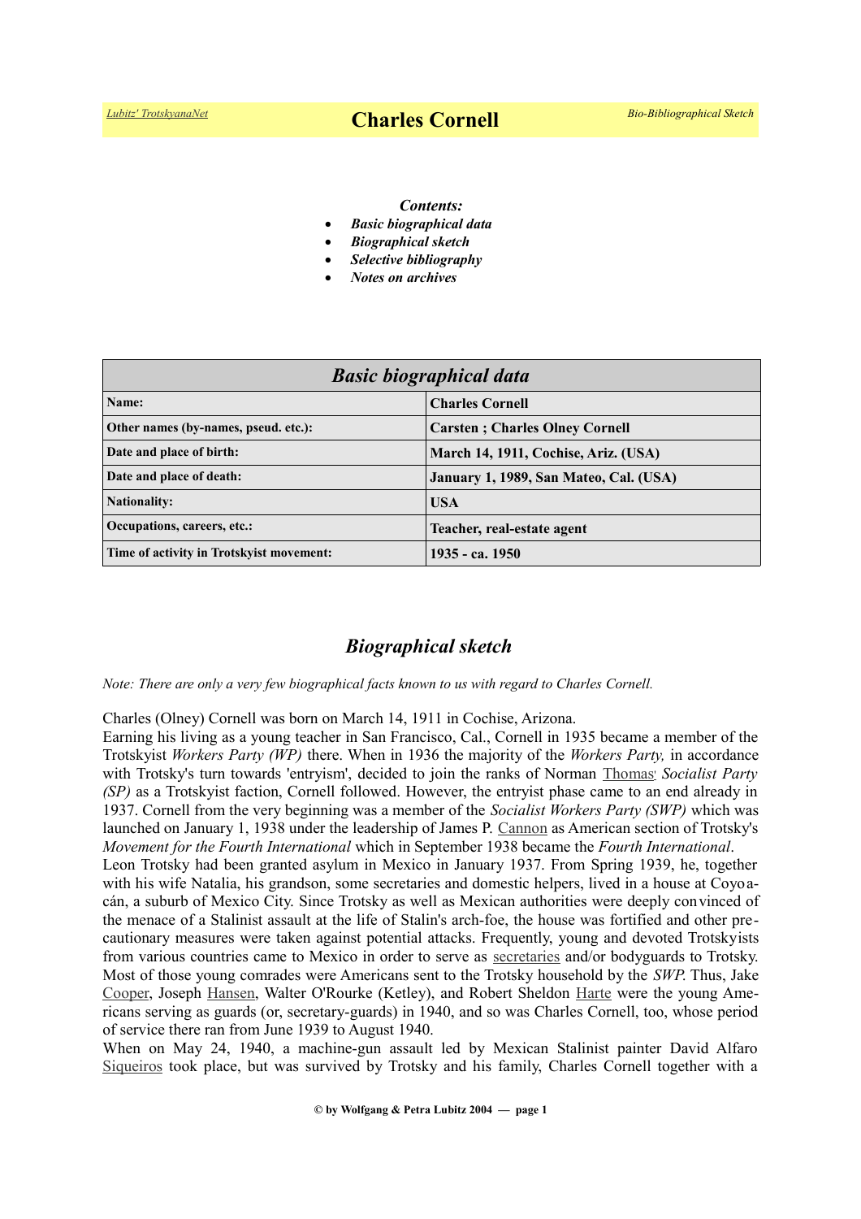# Charles Cornell

*Contents:*

- *Basic biographical data*
- *Biographical sketch*
- *Selective bibliography*
- *Notes on archives*

| *Basic biographical data* | |
|---|---|
| **Name:** | **Charles Cornell** |
| **Other names (by-names, pseud. etc.):** | **Carsten ; Charles Olney Cornell** |
| **Date and place of birth:** | **March 14, 1911, Cochise, Ariz. (USA)** |
| **Date and place of death:** | **January 1, 1989, San Mateo, Cal. (USA)** |
| **Nationality:** | **USA** |
| **Occupations, careers, etc.:** | **Teacher, real-estate agent** |
| **Time of activity in Trotskyist movement:** | **1935 - ca. 1950** |

## *Biographical sketch*

*Note: There are only a very few biographical facts known to us with regard to Charles Cornell.*

Charles (Olney) Cornell was born on March 14, 1911 in Cochise, Arizona.

Earning his living as a young teacher in San Francisco, Cal., Cornell in 1935 became a member of the Trotskyist *Workers Party (WP)* there. When in 1936 the majority of the *Workers Party,* in accordance with Trotsky's turn towards 'entryism', decided to join the ranks of Norman Thomas' *Socialist Party (SP)* as a Trotskyist faction, Cornell followed. However, the entryist phase came to an end already in 1937. Cornell from the very beginning was a member of the *Socialist Workers Party (SWP)* which was launched on January 1, 1938 under the leadership of James P. Cannon as American section of Trotsky's *Movement for the Fourth International* which in September 1938 became the *Fourth International*.

Leon Trotsky had been granted asylum in Mexico in January 1937. From Spring 1939, he, together with his wife Natalia, his grandson, some secretaries and domestic helpers, lived in a house at Coyoacán, a suburb of Mexico City. Since Trotsky as well as Mexican authorities were deeply convinced of the menace of a Stalinist assault at the life of Stalin's arch-foe, the house was fortified and other precautionary measures were taken against potential attacks. Frequently, young and devoted Trotskyists from various countries came to Mexico in order to serve as secretaries and/or bodyguards to Trotsky. Most of those young comrades were Americans sent to the Trotsky household by the *SWP*. Thus, Jake Cooper, Joseph Hansen, Walter O'Rourke (Ketley), and Robert Sheldon Harte were the young Americans serving as guards (or, secretary-guards) in 1940, and so was Charles Cornell, too, whose period of service there ran from June 1939 to August 1940.

When on May 24, 1940, a machine-gun assault led by Mexican Stalinist painter David Alfaro Siqueiros took place, but was survived by Trotsky and his family, Charles Cornell together with a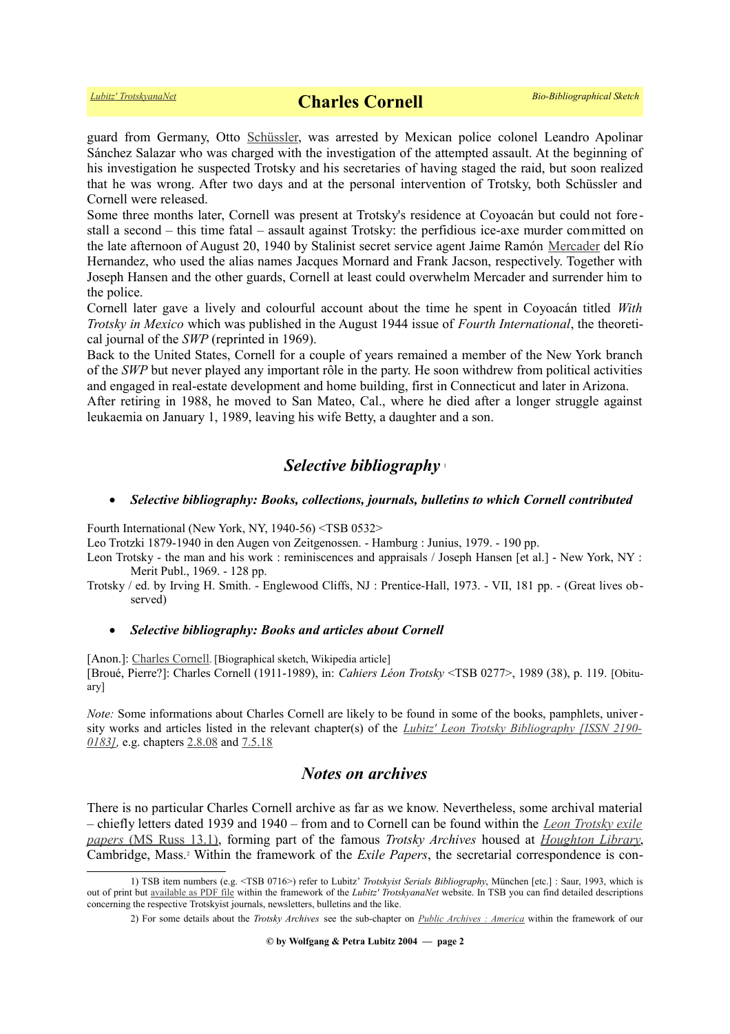guard from Germany, Otto Schüssler, was arrested by Mexican police colonel Leandro Apolinar Sánchez Salazar who was charged with the investigation of the attempted assault. At the beginning of his investigation he suspected Trotsky and his secretaries of having staged the raid, but soon realized that he was wrong. After two days and at the personal intervention of Trotsky, both Schüssler and Cornell were released.

Some three months later, Cornell was present at Trotsky's residence at Coyoacán but could not forestall a second – this time fatal – assault against Trotsky: the perfidious ice-axe murder committed on the late afternoon of August 20, 1940 by Stalinist secret service agent Jaime Ramón Mercader del Río Hernandez, who used the alias names Jacques Mornard and Frank Jacson, respectively. Together with Joseph Hansen and the other guards, Cornell at least could overwhelm Mercader and surrender him to the police.

Cornell later gave a lively and colourful account about the time he spent in Coyoacán titled *With Trotsky in Mexico* which was published in the August 1944 issue of *Fourth International*, the theoretical journal of the *SWP* (reprinted in 1969).

Back to the United States, Cornell for a couple of years remained a member of the New York branch of the *SWP* but never played any important rôle in the party. He soon withdrew from political activities and engaged in real-estate development and home building, first in Connecticut and later in Arizona.

After retiring in 1988, he moved to San Mateo, Cal., where he died after a longer struggle against leukaemia on January 1, 1989, leaving his wife Betty, a daughter and a son.

## *Selective bibliography* [1]

- ***Selective bibliography: Books, collections, journals, bulletins to which Cornell contributed***

Fourth International (New York, NY, 1940-56) <TSB 0532>

Leo Trotzki 1879-1940 in den Augen von Zeitgenossen. - Hamburg : Junius, 1979. - 190 pp.

Leon Trotsky - the man and his work : reminiscences and appraisals / Joseph Hansen [et al.] - New York, NY : Merit Publ., 1969. - 128 pp.

Trotsky / ed. by Irving H. Smith. - Englewood Cliffs, NJ : Prentice-Hall, 1973. - VII, 181 pp. - (Great lives observed)

- ***Selective bibliography: Books and articles about Cornell***

[Anon.]: Charles Cornell. [Biographical sketch, Wikipedia article]

[Broué, Pierre?]: Charles Cornell (1911-1989), in: *Cahiers Léon Trotsky* <TSB 0277>, 1989 (38), p. 119. [Obituary]

*Note:* Some informations about Charles Cornell are likely to be found in some of the books, pamphlets, university works and articles listed in the relevant chapter(s) of the *Lubitz' Leon Trotsky Bibliography [ISSN 2190-0183],* e.g. chapters 2.8.08 and 7.5.18

## *Notes on archives*

There is no particular Charles Cornell archive as far as we know. Nevertheless, some archival material – chiefly letters dated 1939 and 1940 – from and to Cornell can be found within the *Leon Trotsky exile papers* (MS Russ 13.1), forming part of the famous *Trotsky Archives* housed at *Houghton Library*, Cambridge, Mass.[2] Within the framework of the *Exile Papers*, the secretarial correspondence is con-

1) TSB item numbers (e.g. <TSB 0716>) refer to Lubitz' *Trotskyist Serials Bibliography*, München [etc.] : Saur, 1993, which is out of print but available as PDF file within the framework of the *Lubitz' TrotskyanaNet* website. In TSB you can find detailed descriptions concerning the respective Trotskyist journals, newsletters, bulletins and the like.

2) For some details about the *Trotsky Archives* see the sub-chapter on *Public Archives : America* within the framework of our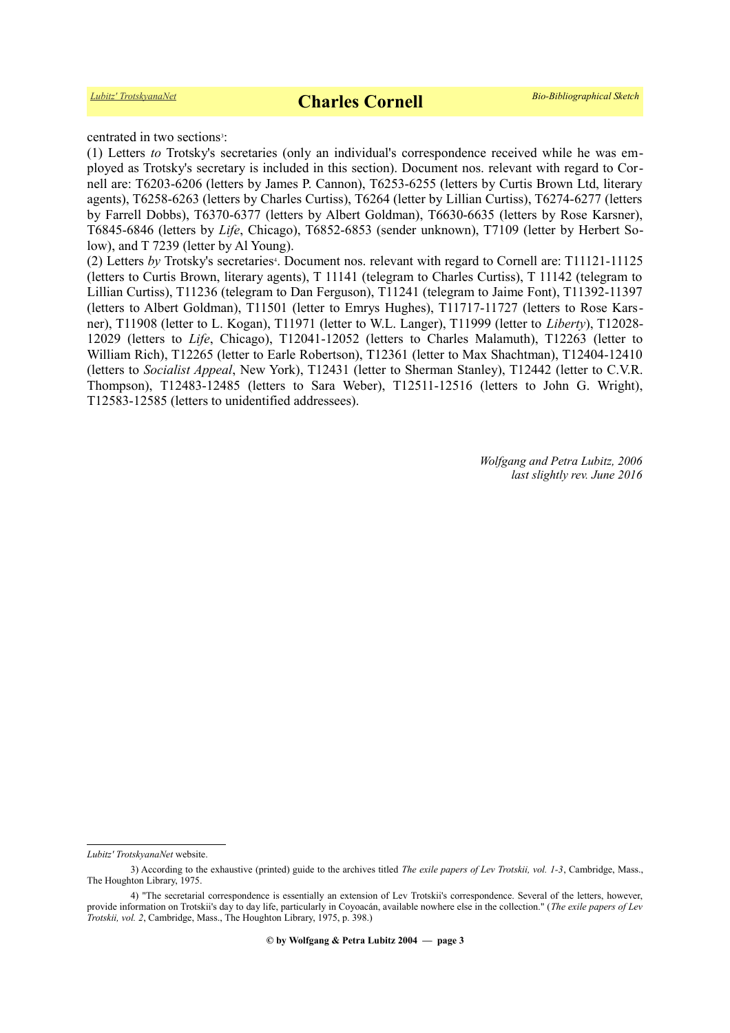centrated in two sections[3]:

(1) Letters *to* Trotsky's secretaries (only an individual's correspondence received while he was employed as Trotsky's secretary is included in this section). Document nos. relevant with regard to Cornell are: T6203-6206 (letters by James P. Cannon), T6253-6255 (letters by Curtis Brown Ltd, literary agents), T6258-6263 (letters by Charles Curtiss), T6264 (letter by Lillian Curtiss), T6274-6277 (letters by Farrell Dobbs), T6370-6377 (letters by Albert Goldman), T6630-6635 (letters by Rose Karsner), T6845-6846 (letters by *Life*, Chicago), T6852-6853 (sender unknown), T7109 (letter by Herbert Solow), and T 7239 (letter by Al Young).

(2) Letters *by* Trotsky's secretaries[4]. Document nos. relevant with regard to Cornell are: T11121-11125 (letters to Curtis Brown, literary agents), T 11141 (telegram to Charles Curtiss), T 11142 (telegram to Lillian Curtiss), T11236 (telegram to Dan Ferguson), T11241 (telegram to Jaime Font), T11392-11397 (letters to Albert Goldman), T11501 (letter to Emrys Hughes), T11717-11727 (letters to Rose Karsner), T11908 (letter to L. Kogan), T11971 (letter to W.L. Langer), T11999 (letter to *Liberty*), T12028-12029 (letters to *Life*, Chicago), T12041-12052 (letters to Charles Malamuth), T12263 (letter to William Rich), T12265 (letter to Earle Robertson), T12361 (letter to Max Shachtman), T12404-12410 (letters to *Socialist Appeal*, New York), T12431 (letter to Sherman Stanley), T12442 (letter to C.V.R. Thompson), T12483-12485 (letters to Sara Weber), T12511-12516 (letters to John G. Wright), T12583-12585 (letters to unidentified addressees).

*Wolfgang and Petra Lubitz, 2006*
*last slightly rev. June 2016*

---

*Lubitz' TrotskyanaNet* website.

3) According to the exhaustive (printed) guide to the archives titled *The exile papers of Lev Trotskii, vol. 1-3*, Cambridge, Mass., The Houghton Library, 1975.

4) "The secretarial correspondence is essentially an extension of Lev Trotskii's correspondence. Several of the letters, however, provide information on Trotskii's day to day life, particularly in Coyoacán, available nowhere else in the collection." (*The exile papers of Lev Trotskii, vol. 2*, Cambridge, Mass., The Houghton Library, 1975, p. 398.)